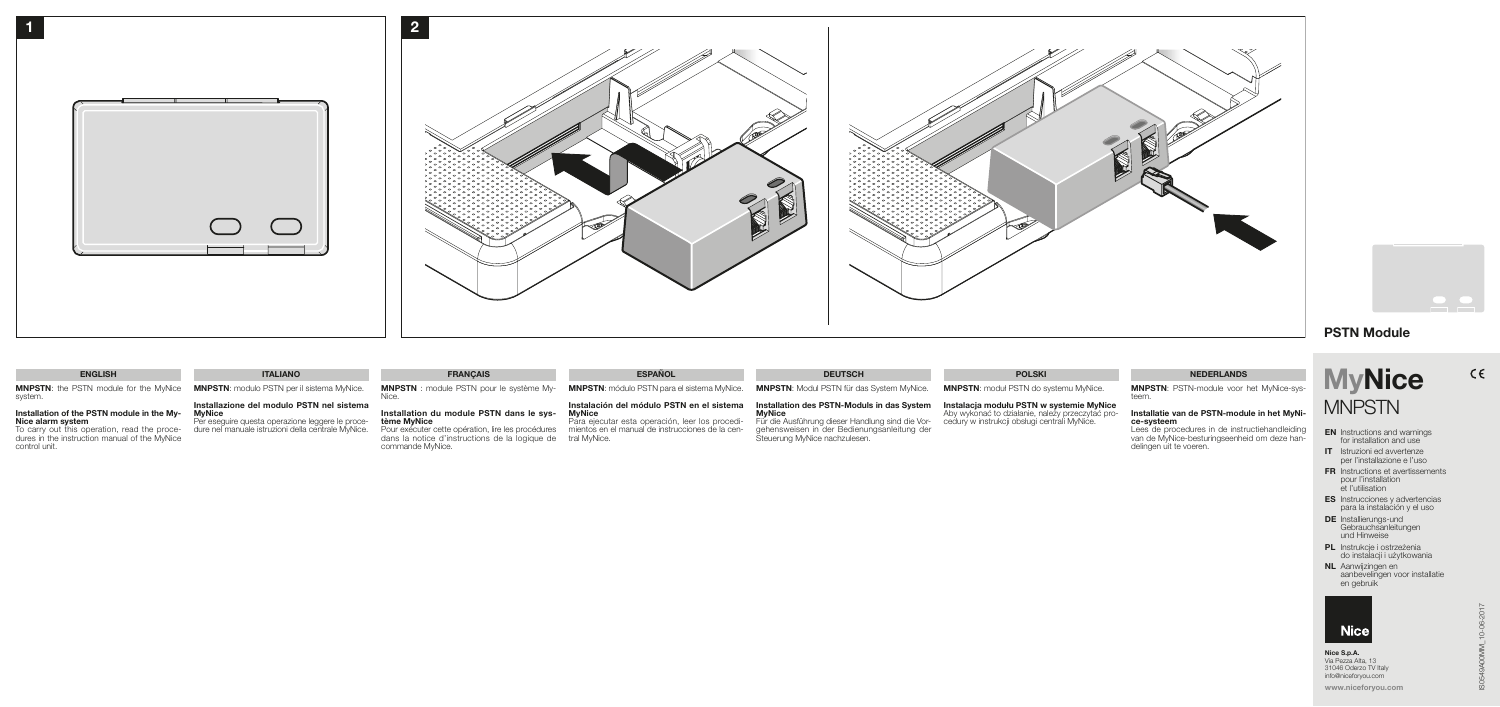1

2

## PSTN Module

# MyNice
# MNPSTN

CE

- **EN** Instructions and warnings for installation and use
- **IT** Istruzioni ed avvertenze per l'installazione e l'uso
- **FR** Instructions et avertissements pour l'installation et l'utilisation
- **ES** Instrucciones y advertencias para la instalación y el uso
- **DE** Installierungs-und Gebrauchsanleitungen und Hinweise
- **PL** Instrukcje i ostrzeżenia do instalacji i użytkowania
- **NL** Aanwijzingen en aanbevelingen voor installatie en gebruik

Nice

**Nice S.p.A.**
Via Pezza Alta, 13
31046 Oderzo TV Italy
info@niceforyou.com

**www.niceforyou.com**

IS0549A00MM_10-06-2017

### ENGLISH

**MNPSTN**: the PSTN module for the MyNice system.

**Installation of the PSTN module in the MyNice alarm system**
To carry out this operation, read the procedures in the instruction manual of the MyNice control unit.

### ITALIANO

**MNPSTN**: modulo PSTN per il sistema MyNice.

**Installazione del modulo PSTN nel sistema MyNice**
Per eseguire questa operazione leggere le procedure nel manuale istruzioni della centrale MyNice.

### FRANÇAIS

**MNPSTN** : module PSTN pour le système MyNice.

**Installation du module PSTN dans le système MyNice**
Pour exécuter cette opération, lire les procédures dans la notice d'instructions de la logique de commande MyNice.

### ESPAÑOL

**MNPSTN**: módulo PSTN para el sistema MyNice.

**Instalación del módulo PSTN en el sistema MyNice**
Para ejecutar esta operación, leer los procedimientos en el manual de instrucciones de la central MyNice.

### DEUTSCH

**MNPSTN**: Modul PSTN für das System MyNice.

**Installation des PSTN-Moduls in das System MyNice**
Für die Ausführung dieser Handlung sind die Vorgehensweisen in der Bedienungsanleitung der Steuerung MyNice nachzulesen.

### POLSKI

**MNPSTN**: moduł PSTN do systemu MyNice.

**Instalacja modułu PSTN w systemie MyNice**
Aby wykonać to działanie, należy przeczytać procedury w instrukcji obsługi centrali MyNice.

### NEDERLANDS

**MNPSTN**: PSTN-module voor het MyNice-systeem.

**Installatie van de PSTN-module in het MyNice-systeem**
Lees de procedures in de instructiehandleiding van de MyNice-besturingseenheid om deze handelingen uit te voeren.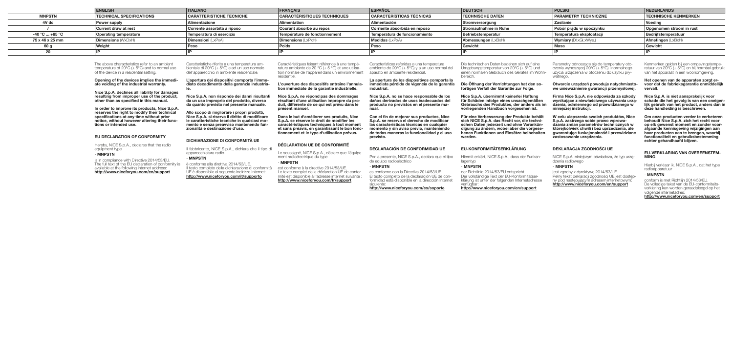| | ENGLISH | ITALIANO | FRANÇAIS | ESPAÑOL | DEUTSCH | POLSKI | NEDERLANDS |
|---|---|---|---|---|---|---|---|
| MNPSTN | TECHNICAL SPECIFICATIONS | CARATTERISTICHE TECNICHE | CARACTÉRISTIQUES TECHNIQUES | CARACTERÍSTICAS TÉCNICAS | TECHNISCHE DATEN | PARAMETRY TECHNICZNE | TECHNISCHE KENMERKEN |
| 4V dc | Power supply | Alimentazione | Alimentation | Alimentación | Stromversorgung | Zasilanie | Voeding |
| / | Current draw at rest | Corrente assorbita a riposo | Courant absorbé au repos | Corriente absorbida en reposo | Stromaufnahme in Ruhe | Pobór prądu w spoczynku | Opgenomen stroom in rust |
| -40 °C ... +85 °C | Operating temperature | Temperatura di esercizio | Température de fonctionnement | Temperatura de funcionamiento | Betriebstemperatur | Temperatura eksploatacji | Bedrijfstemperatuur |
| 75 x 46 x 25 mm | Dimensions (WxDxH) | Dimensioni (LxPxA) | Dimensions (LxPxH) | Medidas (LxPxA) | Abmessungen (LxBxH) | Wymiary (Dł.xGł.xWys.) | Afmetingen (LxBxH) |
| 60 g | Weight | Peso | Poids | Peso | Gewicht | Masa | Gewicht |
| 20 | IP | IP | IP | IP | IP | IP | IP |

## ENGLISH

The above characteristics refer to an ambient temperature of 20°C (± 5°C) and to normal use of the device in a residential setting.

**Opening of the devices implies the immediate voiding of the industrial warranty.**

**Nice S.p.A. declines all liability for damages resulting from improper use of the product, other than as specified in this manual.**

**In order to improve its products, Nice S.p.A. reserves the right to modify their technical specifications at any time without prior notice, without however altering their functions or intended use.**

**EU DECLARATION OF CONFORMITY**

Hereby, NICE S.p.A., declares that the radio equipment type

- **MNPSTN**

is in compliance with Directive 2014/53/EU.
The full text of the EU declaration of conformity is available at the following internet address:
**http://www.niceforyou.com/en/support**

## ITALIANO

Caratteristiche riferite a una temperatura ambientale di 20°C (± 5°C) e ad un uso normale dell'apparecchio in ambiente residenziale.

**L'apertura dei dispositivi comporta l'immediato decadimento della garanzia industriale.**

**Nice S.p.A. non risponde dei danni risultanti da un uso improprio del prodotto, diverso da quanto previsto nel presente manuale.**

**Allo scopo di migliorare i propri prodotti, Nice S.p.A. si riserva il diritto di modificare le caratteristiche tecniche in qualsiasi momento e senza preavviso mantenendo funzionalità e destinazione d'uso.**

**DICHIARAZIONE DI CONFORMITÀ UE**

Il fabbricante, NICE S.p.A., dichiara che il tipo di apparecchiatura radio

- **MNPSTN**

è conforme alla direttiva 2014/53/UE.
Il testo completo della dichiarazione di conformità UE è disponibile al seguente indirizzo Internet:
**http://www.niceforyou.com/it/supporto**

## FRANÇAIS

Caractéristiques faisant référence à une température ambiante de 20 °C (± 5 °C) et une utilisation normale de l'appareil dans un environnement résidentiel.

**L'ouverture des dispositifs entraîne l'annulation immédiate de la garantie industrielle.**

**Nice S.p.A. ne répond pas des dommages résultant d'une utilisation impropre du produit, différente de ce qui est prévu dans le présent manuel.**

**Dans le but d'améliorer ses produits, Nice S.p.A. se réserve le droit de modifier les caractéristiques techniques à tout moment et sans préavis, en garantissant le bon fonctionnement et le type d'utilisation prévus.**

**DÉCLARATION UE DE CONFORMITÉ**

Le soussigné, NICE S.p.A., déclare que l'équipement radioélectrique du type

- **MNPSTN**

est conforme à la directive 2014/53/UE.
Le texte complet de la déclaration UE de conformité est disponible à l'adresse internet suivante :
**http://www.niceforyou.com/fr/support**

## ESPAÑOL

Características referidas a una temperatura ambiente de 20°C (± 5°C) y a un uso normal del aparato en ambiente residencial.

**La apertura de los dispositivos comporta la inmediata pérdida de vigencia de la garantía industrial.**

**Nice S.p.A. no se hace responsable de los daños derivados de usos inadecuados del producto no previstos en el presente manual.**

**Con el fin de mejorar sus productos, Nice S.p.A. se reserva el derecho de modificar las características técnicas en cualquier momento y sin aviso previo, manteniendo de todas maneras la funcionalidad y el uso previsto.**

**DECLARACIÓN DE CONFORMIDAD UE**

Por la presente, NICE S.p.A., declara que el tipo de equipo radioeléctrico

- **MNPSTN**

es conforme con la Directiva 2014/53/UE.
El texto completo de la declaración UE de conformidad está disponible en la dirección Internet siguiente:
**http://www.niceforyou.com/es/soporte**

## DEUTSCH

Die technischen Daten beziehen sich auf eine Umgebungstemperatur von 20°C (± 5°C) und einen normalen Gebrauch des Gerätes im Wohnbereich.

**Die Öffnung der Vorrichtungen hat den sofortigen Verfall der Garantie zur Folge.**

**Nice S.p.A. übernimmt keinerlei Haftung für Schäden infolge eines unsachgemäßen Gebrauchs des Produktes, der anders als im vorliegenden Handbuch vorgesehen ist.**

**Für eine Verbesserung der Produkte behält sich NICE S.p.A. das Recht vor, die technischen Daten jederzeit und ohne Vorankündigung zu ändern, wobei aber die vorgesehenen Funktionen und Einsätze beibehalten werden.**

**EU-KONFORMITÄTSERKLÄRUNG**

Hiermit erklärt, NICE S.p.A., dass der Funkanlagentyp

- **MNPSTN**

der Richtlinie 2014/53/EU entspricht.
Der vollständige Text der EU-Konformitätserklärung ist unter der folgenden Internetadresse verfügbar:
**http://www.niceforyou.com/en/support**

## POLSKI

Parametry odnoszące się do temperatury otoczenia wynoszącej 20°C (± 5°C) i normalnego użycia urządzenia w otoczeniu do użytku prywatnego.

**Otwarcie urządzeń powoduje natychmiastowe unieważnienie gwarancji przemysłowej.**

**Firma Nice S.p.A. nie odpowiada za szkody wynikające z niewłaściwego używania urządzenia, odmiennego od przewidzianego w niniejszej instrukcji.**

**W celu ulepszenia swoich produktów, Nice S.p.A. zastrzega sobie prawo wprowadzania zmian parametrów technicznych w którejkolwiek chwili i bez uprzedzenia, ale gwarantując funkcjonalność i przewidziane zastosowanie urządzenia.**

**DEKLARACJA ZGODNOŚCI UE**

NICE S.p.A. niniejszym oświadcza, że typ urządzenia radiowego

- **MNPSTN**

jest zgodny z dyrektywą 2014/53/UE.
Pełny tekst deklaracji zgodności UE jest dostępny pod następującym adresem internetowym:
**http://www.niceforyou.com/en/support**

## NEDERLANDS

Kenmerken gelden bij een omgevingstemperatuur van 20°C (± 5°C) en bij normaal gebruik van het apparaat in een woonomgeving.

**Het openen van de apparaten zorgt ervoor dat de fabrieksgarantie onmiddellijk vervalt.**

**Nice S.p.A. is niet aansprakelijk voor schade die het gevolg is van een oneigenlijk gebruik van het product, anders dan in deze handleiding is beschreven.**

**Om onze producten verder te verbeteren behoudt Nice S.p.A. zich het recht voor op elk gewenst moment en zonder voorafgaande kennisgeving wijzigingen aan haar producten aan te brengen, waarbij functionaliteit en gebruiksbestemming echter gehandhaafd blijven.**

**EU-VERKLARING VAN OVEREENSTEMMING**

Hierbij verklaar ik, NICE S.p.A., dat het type radioapparatuur

- **MNPSTN**

conform is met Richtlijn 2014/53/EU.
De volledige tekst van de EU-conformiteitsverklaring kan worden geraadpleegd op het volgende internetadres:
**http://www.niceforyou.com/en/support**